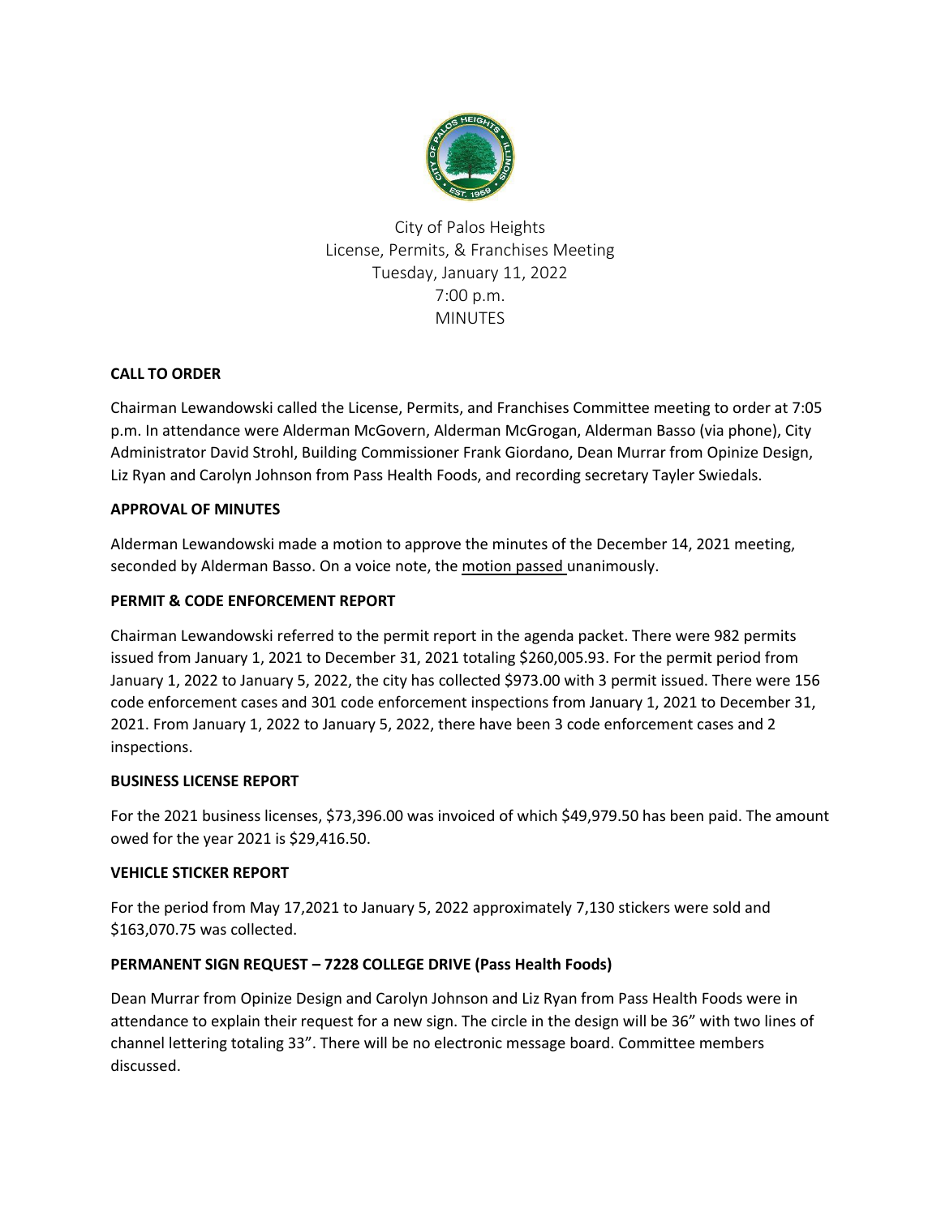City of Palos Heights
License, Permits, & Franchises Meeting
Tuesday, January 11, 2022
7:00 p.m.
MINUTES

**CALL TO ORDER**

Chairman Lewandowski called the License, Permits, and Franchises Committee meeting to order at 7:05 p.m. In attendance were Alderman McGovern, Alderman McGrogan, Alderman Basso (via phone), City Administrator David Strohl, Building Commissioner Frank Giordano, Dean Murrar from Opinize Design, Liz Ryan and Carolyn Johnson from Pass Health Foods, and recording secretary Tayler Swiedals.

**APPROVAL OF MINUTES**

Alderman Lewandowski made a motion to approve the minutes of the December 14, 2021 meeting, seconded by Alderman Basso. On a voice note, the motion passed unanimously.

**PERMIT & CODE ENFORCEMENT REPORT**

Chairman Lewandowski referred to the permit report in the agenda packet. There were 982 permits issued from January 1, 2021 to December 31, 2021 totaling $260,005.93. For the permit period from January 1, 2022 to January 5, 2022, the city has collected $973.00 with 3 permit issued. There were 156 code enforcement cases and 301 code enforcement inspections from January 1, 2021 to December 31, 2021. From January 1, 2022 to January 5, 2022, there have been 3 code enforcement cases and 2 inspections.

**BUSINESS LICENSE REPORT**

For the 2021 business licenses, $73,396.00 was invoiced of which $49,979.50 has been paid. The amount owed for the year 2021 is $29,416.50.

**VEHICLE STICKER REPORT**

For the period from May 17,2021 to January 5, 2022 approximately 7,130 stickers were sold and $163,070.75 was collected.

**PERMANENT SIGN REQUEST – 7228 COLLEGE DRIVE (Pass Health Foods)**

Dean Murrar from Opinize Design and Carolyn Johnson and Liz Ryan from Pass Health Foods were in attendance to explain their request for a new sign. The circle in the design will be 36" with two lines of channel lettering totaling 33". There will be no electronic message board. Committee members discussed.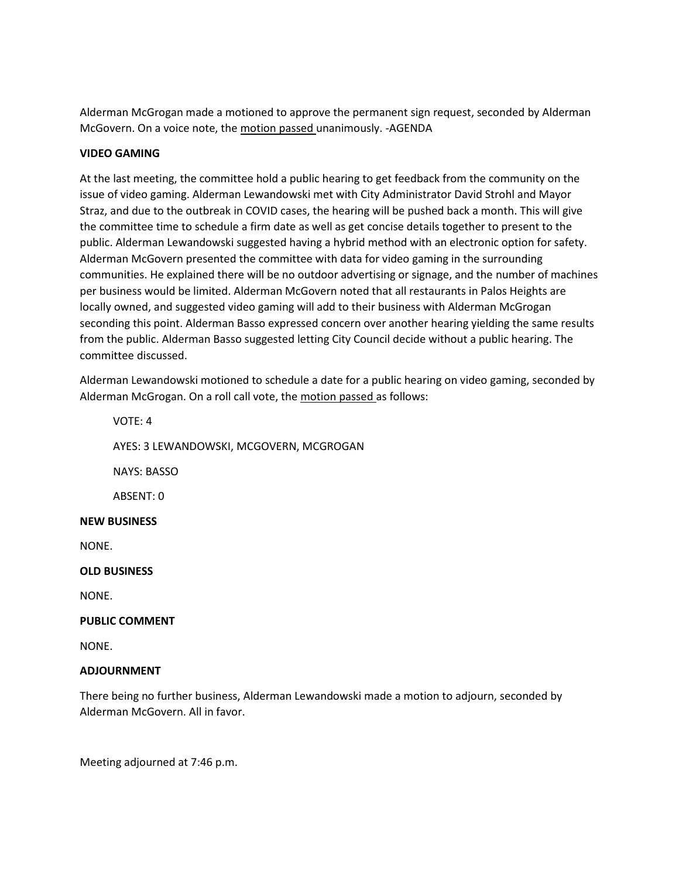Alderman McGrogan made a motioned to approve the permanent sign request, seconded by Alderman McGovern. On a voice note, the motion passed unanimously. -AGENDA

**VIDEO GAMING**

At the last meeting, the committee hold a public hearing to get feedback from the community on the issue of video gaming. Alderman Lewandowski met with City Administrator David Strohl and Mayor Straz, and due to the outbreak in COVID cases, the hearing will be pushed back a month. This will give the committee time to schedule a firm date as well as get concise details together to present to the public. Alderman Lewandowski suggested having a hybrid method with an electronic option for safety. Alderman McGovern presented the committee with data for video gaming in the surrounding communities. He explained there will be no outdoor advertising or signage, and the number of machines per business would be limited. Alderman McGovern noted that all restaurants in Palos Heights are locally owned, and suggested video gaming will add to their business with Alderman McGrogan seconding this point. Alderman Basso expressed concern over another hearing yielding the same results from the public. Alderman Basso suggested letting City Council decide without a public hearing. The committee discussed.

Alderman Lewandowski motioned to schedule a date for a public hearing on video gaming, seconded by Alderman McGrogan. On a roll call vote, the motion passed as follows:

VOTE: 4

AYES: 3 LEWANDOWSKI, MCGOVERN, MCGROGAN

NAYS: BASSO

ABSENT: 0

**NEW BUSINESS**

NONE.

**OLD BUSINESS**

NONE.

**PUBLIC COMMENT**

NONE.

**ADJOURNMENT**

There being no further business, Alderman Lewandowski made a motion to adjourn, seconded by Alderman McGovern. All in favor.

Meeting adjourned at 7:46 p.m.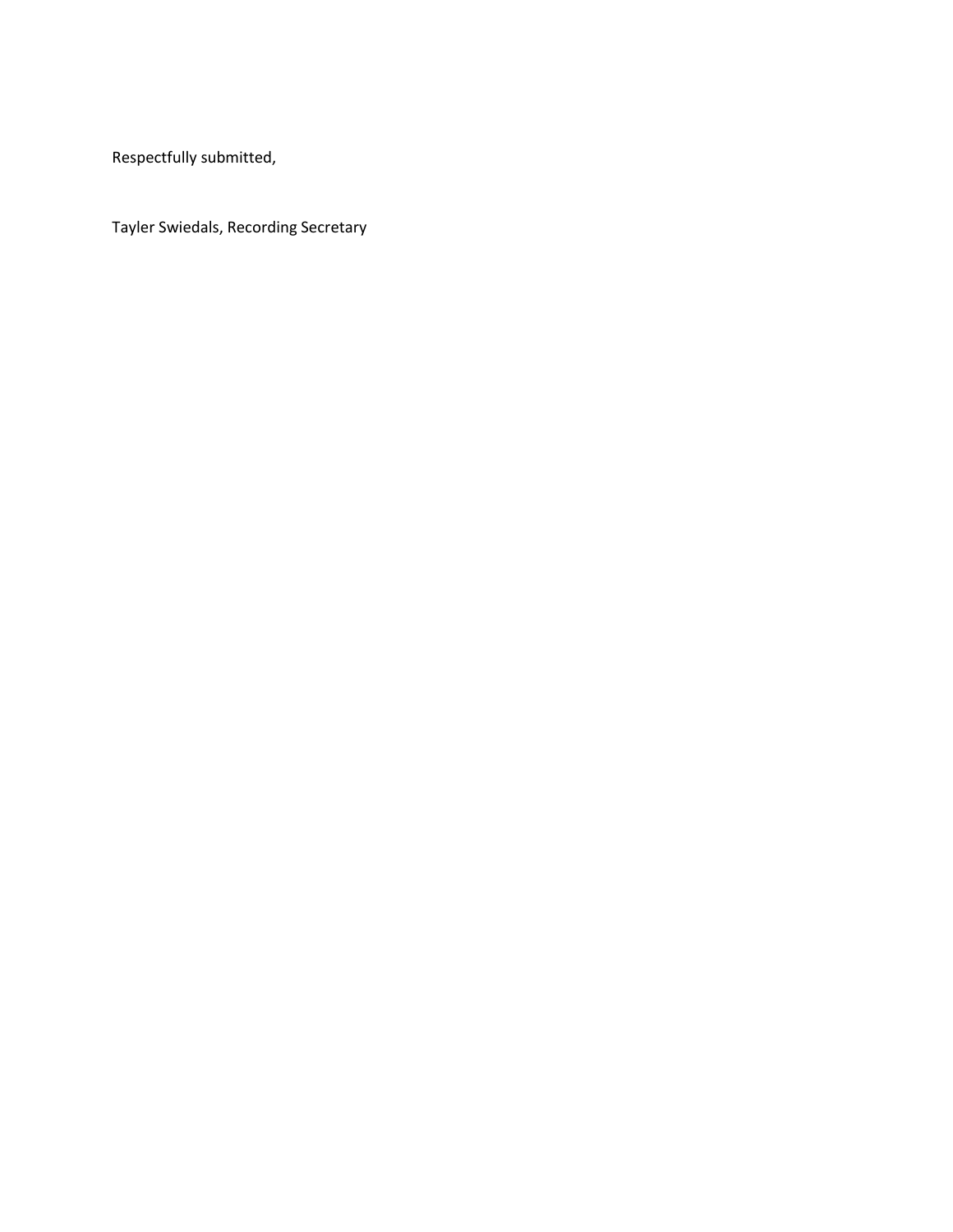Respectfully submitted,

Tayler Swiedals, Recording Secretary